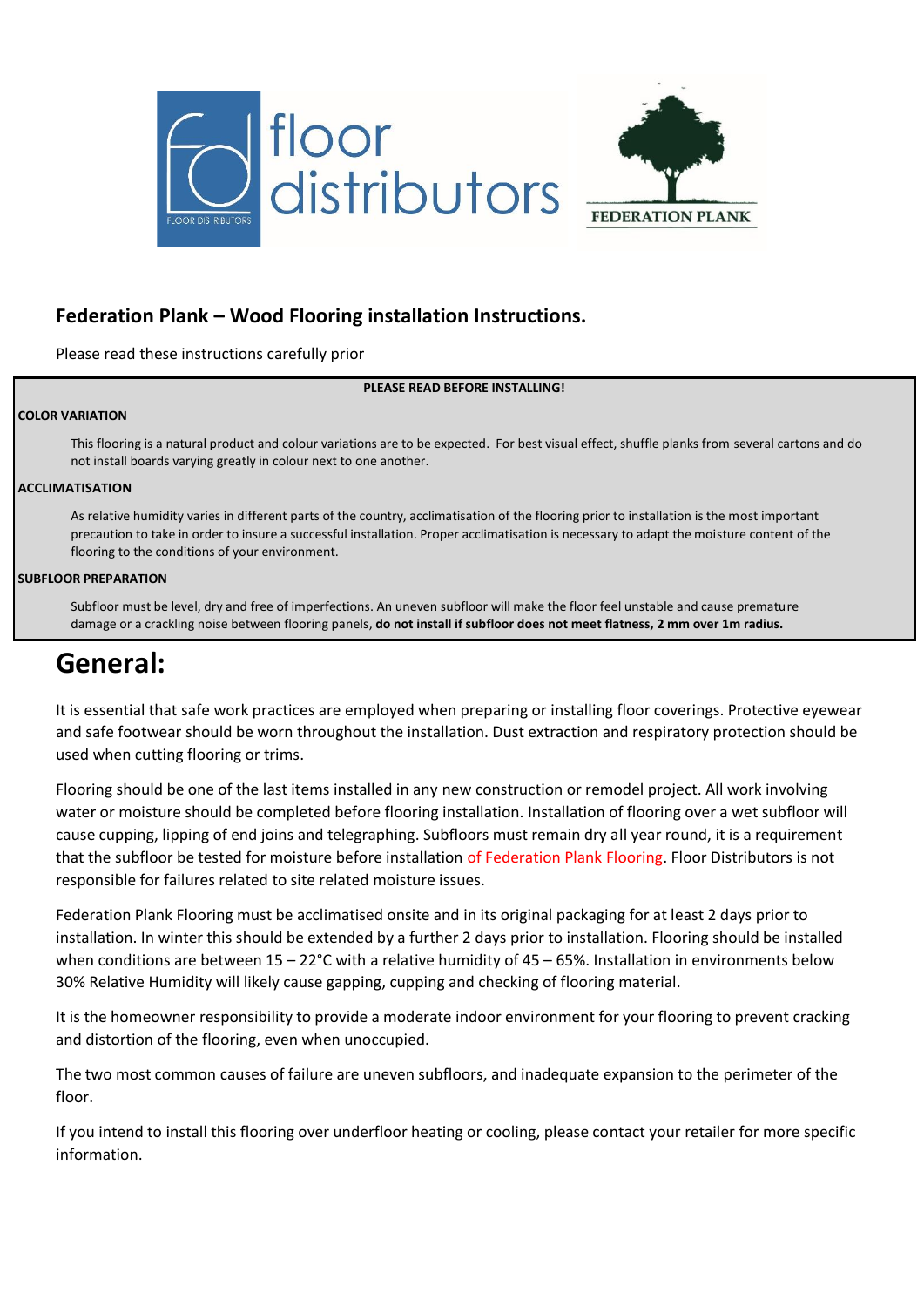## Federation Plank – Wood Flooring installation Instructions.

Please read these instructions carefully prior

**PLEASE READ BEFORE INSTALLING!**

**COLOR VARIATION**

This flooring is a natural product and colour variations are to be expected. For best visual effect, shuffle planks from several cartons and do not install boards varying greatly in colour next to one another.

**ACCLIMATISATION**

As relative humidity varies in different parts of the country, acclimatisation of the flooring prior to installation is the most important precaution to take in order to insure a successful installation. Proper acclimatisation is necessary to adapt the moisture content of the flooring to the conditions of your environment.

**SUBFLOOR PREPARATION**

Subfloor must be level, dry and free of imperfections. An uneven subfloor will make the floor feel unstable and cause premature damage or a crackling noise between flooring panels, **do not install if subfloor does not meet flatness, 2 mm over 1m radius.**

# General:

It is essential that safe work practices are employed when preparing or installing floor coverings. Protective eyewear and safe footwear should be worn throughout the installation. Dust extraction and respiratory protection should be used when cutting flooring or trims.

Flooring should be one of the last items installed in any new construction or remodel project. All work involving water or moisture should be completed before flooring installation. Installation of flooring over a wet subfloor will cause cupping, lipping of end joins and telegraphing. Subfloors must remain dry all year round, it is a requirement that the subfloor be tested for moisture before installation of Federation Plank Flooring. Floor Distributors is not responsible for failures related to site related moisture issues.

Federation Plank Flooring must be acclimatised onsite and in its original packaging for at least 2 days prior to installation. In winter this should be extended by a further 2 days prior to installation. Flooring should be installed when conditions are between 15 – 22°C with a relative humidity of 45 – 65%. Installation in environments below 30% Relative Humidity will likely cause gapping, cupping and checking of flooring material.

It is the homeowner responsibility to provide a moderate indoor environment for your flooring to prevent cracking and distortion of the flooring, even when unoccupied.

The two most common causes of failure are uneven subfloors, and inadequate expansion to the perimeter of the floor.

If you intend to install this flooring over underfloor heating or cooling, please contact your retailer for more specific information.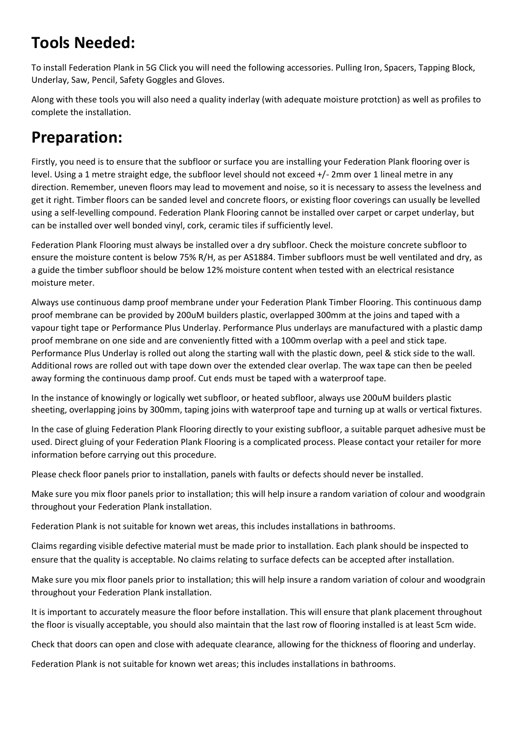## Tools Needed:

To install Federation Plank in 5G Click you will need the following accessories. Pulling Iron, Spacers, Tapping Block, Underlay, Saw, Pencil, Safety Goggles and Gloves.

Along with these tools you will also need a quality inderlay (with adequate moisture protction) as well as profiles to complete the installation.

## Preparation:

Firstly, you need is to ensure that the subfloor or surface you are installing your Federation Plank flooring over is level. Using a 1 metre straight edge, the subfloor level should not exceed +/- 2mm over 1 lineal metre in any direction. Remember, uneven floors may lead to movement and noise, so it is necessary to assess the levelness and get it right. Timber floors can be sanded level and concrete floors, or existing floor coverings can usually be levelled using a self-levelling compound. Federation Plank Flooring cannot be installed over carpet or carpet underlay, but can be installed over well bonded vinyl, cork, ceramic tiles if sufficiently level.

Federation Plank Flooring must always be installed over a dry subfloor. Check the moisture concrete subfloor to ensure the moisture content is below 75% R/H, as per AS1884. Timber subfloors must be well ventilated and dry, as a guide the timber subfloor should be below 12% moisture content when tested with an electrical resistance moisture meter.

Always use continuous damp proof membrane under your Federation Plank Timber Flooring. This continuous damp proof membrane can be provided by 200uM builders plastic, overlapped 300mm at the joins and taped with a vapour tight tape or Performance Plus Underlay. Performance Plus underlays are manufactured with a plastic damp proof membrane on one side and are conveniently fitted with a 100mm overlap with a peel and stick tape. Performance Plus Underlay is rolled out along the starting wall with the plastic down, peel & stick side to the wall. Additional rows are rolled out with tape down over the extended clear overlap. The wax tape can then be peeled away forming the continuous damp proof. Cut ends must be taped with a waterproof tape.

In the instance of knowingly or logically wet subfloor, or heated subfloor, always use 200uM builders plastic sheeting, overlapping joins by 300mm, taping joins with waterproof tape and turning up at walls or vertical fixtures.

In the case of gluing Federation Plank Flooring directly to your existing subfloor, a suitable parquet adhesive must be used. Direct gluing of your Federation Plank Flooring is a complicated process. Please contact your retailer for more information before carrying out this procedure.

Please check floor panels prior to installation, panels with faults or defects should never be installed.

Make sure you mix floor panels prior to installation; this will help insure a random variation of colour and woodgrain throughout your Federation Plank installation.

Federation Plank is not suitable for known wet areas, this includes installations in bathrooms.

Claims regarding visible defective material must be made prior to installation. Each plank should be inspected to ensure that the quality is acceptable. No claims relating to surface defects can be accepted after installation.

Make sure you mix floor panels prior to installation; this will help insure a random variation of colour and woodgrain throughout your Federation Plank installation.

It is important to accurately measure the floor before installation. This will ensure that plank placement throughout the floor is visually acceptable, you should also maintain that the last row of flooring installed is at least 5cm wide.

Check that doors can open and close with adequate clearance, allowing for the thickness of flooring and underlay.

Federation Plank is not suitable for known wet areas; this includes installations in bathrooms.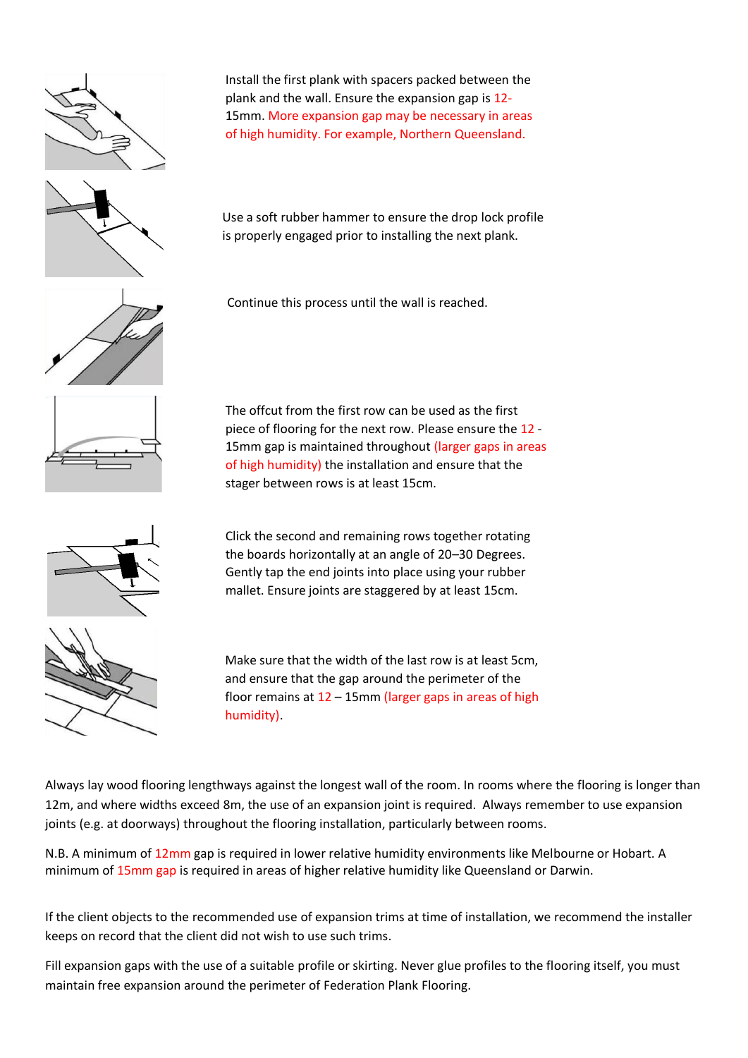Install the first plank with spacers packed between the plank and the wall. Ensure the expansion gap is 12-15mm. More expansion gap may be necessary in areas of high humidity. For example, Northern Queensland.

Use a soft rubber hammer to ensure the drop lock profile is properly engaged prior to installing the next plank.

Continue this process until the wall is reached.

The offcut from the first row can be used as the first piece of flooring for the next row. Please ensure the 12 - 15mm gap is maintained throughout (larger gaps in areas of high humidity) the installation and ensure that the stager between rows is at least 15cm.

Click the second and remaining rows together rotating the boards horizontally at an angle of 20–30 Degrees. Gently tap the end joints into place using your rubber mallet. Ensure joints are staggered by at least 15cm.

Make sure that the width of the last row is at least 5cm, and ensure that the gap around the perimeter of the floor remains at 12 – 15mm (larger gaps in areas of high humidity).

Always lay wood flooring lengthways against the longest wall of the room. In rooms where the flooring is longer than 12m, and where widths exceed 8m, the use of an expansion joint is required. Always remember to use expansion joints (e.g. at doorways) throughout the flooring installation, particularly between rooms.

N.B. A minimum of 12mm gap is required in lower relative humidity environments like Melbourne or Hobart. A minimum of 15mm gap is required in areas of higher relative humidity like Queensland or Darwin.

If the client objects to the recommended use of expansion trims at time of installation, we recommend the installer keeps on record that the client did not wish to use such trims.

Fill expansion gaps with the use of a suitable profile or skirting. Never glue profiles to the flooring itself, you must maintain free expansion around the perimeter of Federation Plank Flooring.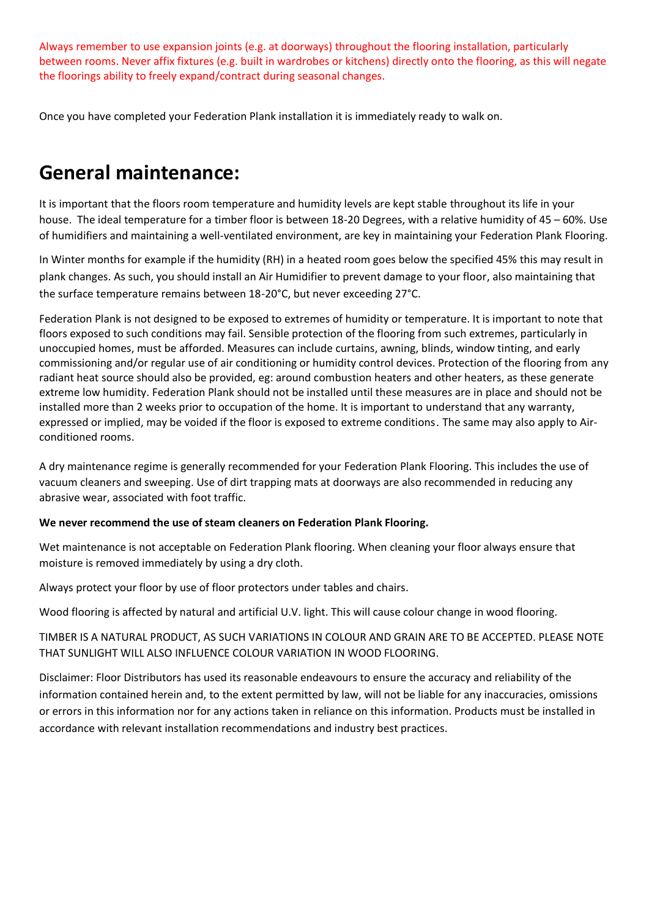Always remember to use expansion joints (e.g. at doorways) throughout the flooring installation, particularly between rooms. Never affix fixtures (e.g. built in wardrobes or kitchens) directly onto the flooring, as this will negate the floorings ability to freely expand/contract during seasonal changes.

Once you have completed your Federation Plank installation it is immediately ready to walk on.

## General maintenance:

It is important that the floors room temperature and humidity levels are kept stable throughout its life in your house. The ideal temperature for a timber floor is between 18-20 Degrees, with a relative humidity of 45 – 60%. Use of humidifiers and maintaining a well-ventilated environment, are key in maintaining your Federation Plank Flooring.

In Winter months for example if the humidity (RH) in a heated room goes below the specified 45% this may result in plank changes. As such, you should install an Air Humidifier to prevent damage to your floor, also maintaining that the surface temperature remains between 18-20°C, but never exceeding 27°C.

Federation Plank is not designed to be exposed to extremes of humidity or temperature. It is important to note that floors exposed to such conditions may fail. Sensible protection of the flooring from such extremes, particularly in unoccupied homes, must be afforded. Measures can include curtains, awning, blinds, window tinting, and early commissioning and/or regular use of air conditioning or humidity control devices. Protection of the flooring from any radiant heat source should also be provided, eg: around combustion heaters and other heaters, as these generate extreme low humidity. Federation Plank should not be installed until these measures are in place and should not be installed more than 2 weeks prior to occupation of the home. It is important to understand that any warranty, expressed or implied, may be voided if the floor is exposed to extreme conditions. The same may also apply to Air-conditioned rooms.

A dry maintenance regime is generally recommended for your Federation Plank Flooring. This includes the use of vacuum cleaners and sweeping. Use of dirt trapping mats at doorways are also recommended in reducing any abrasive wear, associated with foot traffic.

**We never recommend the use of steam cleaners on Federation Plank Flooring.**

Wet maintenance is not acceptable on Federation Plank flooring. When cleaning your floor always ensure that moisture is removed immediately by using a dry cloth.

Always protect your floor by use of floor protectors under tables and chairs.

Wood flooring is affected by natural and artificial U.V. light. This will cause colour change in wood flooring.

TIMBER IS A NATURAL PRODUCT, AS SUCH VARIATIONS IN COLOUR AND GRAIN ARE TO BE ACCEPTED. PLEASE NOTE THAT SUNLIGHT WILL ALSO INFLUENCE COLOUR VARIATION IN WOOD FLOORING.

Disclaimer: Floor Distributors has used its reasonable endeavours to ensure the accuracy and reliability of the information contained herein and, to the extent permitted by law, will not be liable for any inaccuracies, omissions or errors in this information nor for any actions taken in reliance on this information. Products must be installed in accordance with relevant installation recommendations and industry best practices.